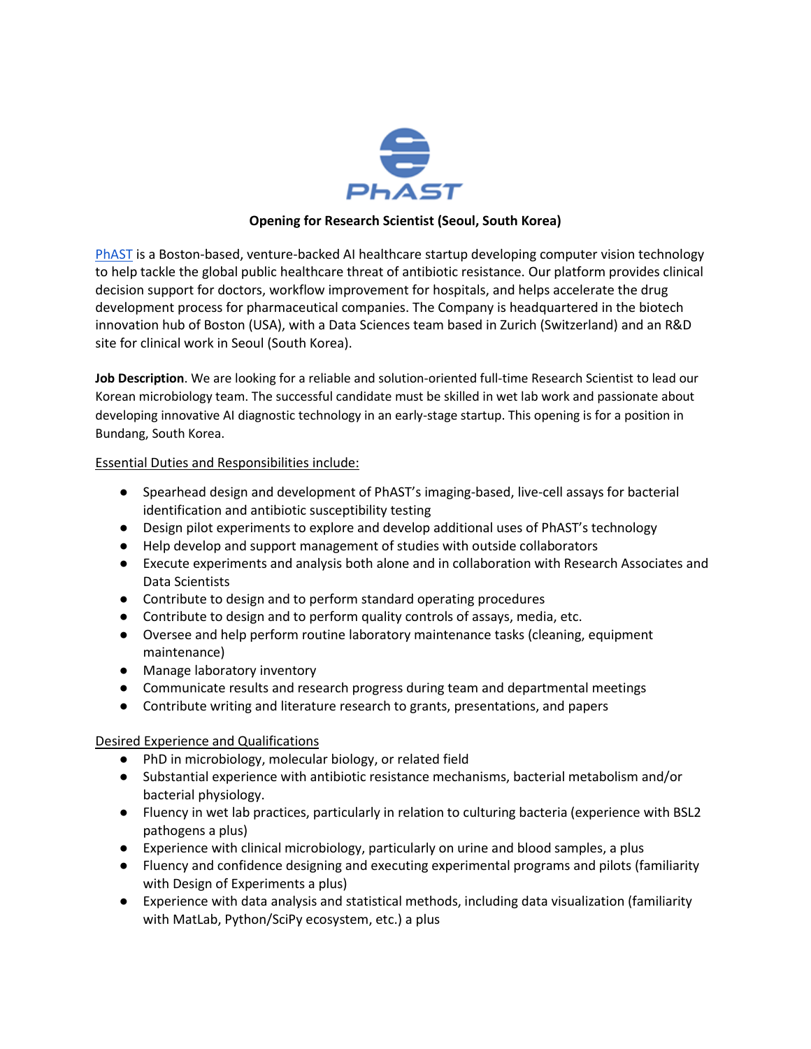PhAST

**Opening for Research Scientist (Seoul, South Korea)**

PhAST is a Boston-based, venture-backed AI healthcare startup developing computer vision technology to help tackle the global public healthcare threat of antibiotic resistance. Our platform provides clinical decision support for doctors, workflow improvement for hospitals, and helps accelerate the drug development process for pharmaceutical companies. The Company is headquartered in the biotech innovation hub of Boston (USA), with a Data Sciences team based in Zurich (Switzerland) and an R&D site for clinical work in Seoul (South Korea).

**Job Description**. We are looking for a reliable and solution-oriented full-time Research Scientist to lead our Korean microbiology team. The successful candidate must be skilled in wet lab work and passionate about developing innovative AI diagnostic technology in an early-stage startup. This opening is for a position in Bundang, South Korea.

<u>Essential Duties and Responsibilities include:</u>

- Spearhead design and development of PhAST's imaging-based, live-cell assays for bacterial identification and antibiotic susceptibility testing
- Design pilot experiments to explore and develop additional uses of PhAST's technology
- Help develop and support management of studies with outside collaborators
- Execute experiments and analysis both alone and in collaboration with Research Associates and Data Scientists
- Contribute to design and to perform standard operating procedures
- Contribute to design and to perform quality controls of assays, media, etc.
- Oversee and help perform routine laboratory maintenance tasks (cleaning, equipment maintenance)
- Manage laboratory inventory
- Communicate results and research progress during team and departmental meetings
- Contribute writing and literature research to grants, presentations, and papers

<u>Desired Experience and Qualifications</u>

- PhD in microbiology, molecular biology, or related field
- Substantial experience with antibiotic resistance mechanisms, bacterial metabolism and/or bacterial physiology.
- Fluency in wet lab practices, particularly in relation to culturing bacteria (experience with BSL2 pathogens a plus)
- Experience with clinical microbiology, particularly on urine and blood samples, a plus
- Fluency and confidence designing and executing experimental programs and pilots (familiarity with Design of Experiments a plus)
- Experience with data analysis and statistical methods, including data visualization (familiarity with MatLab, Python/SciPy ecosystem, etc.) a plus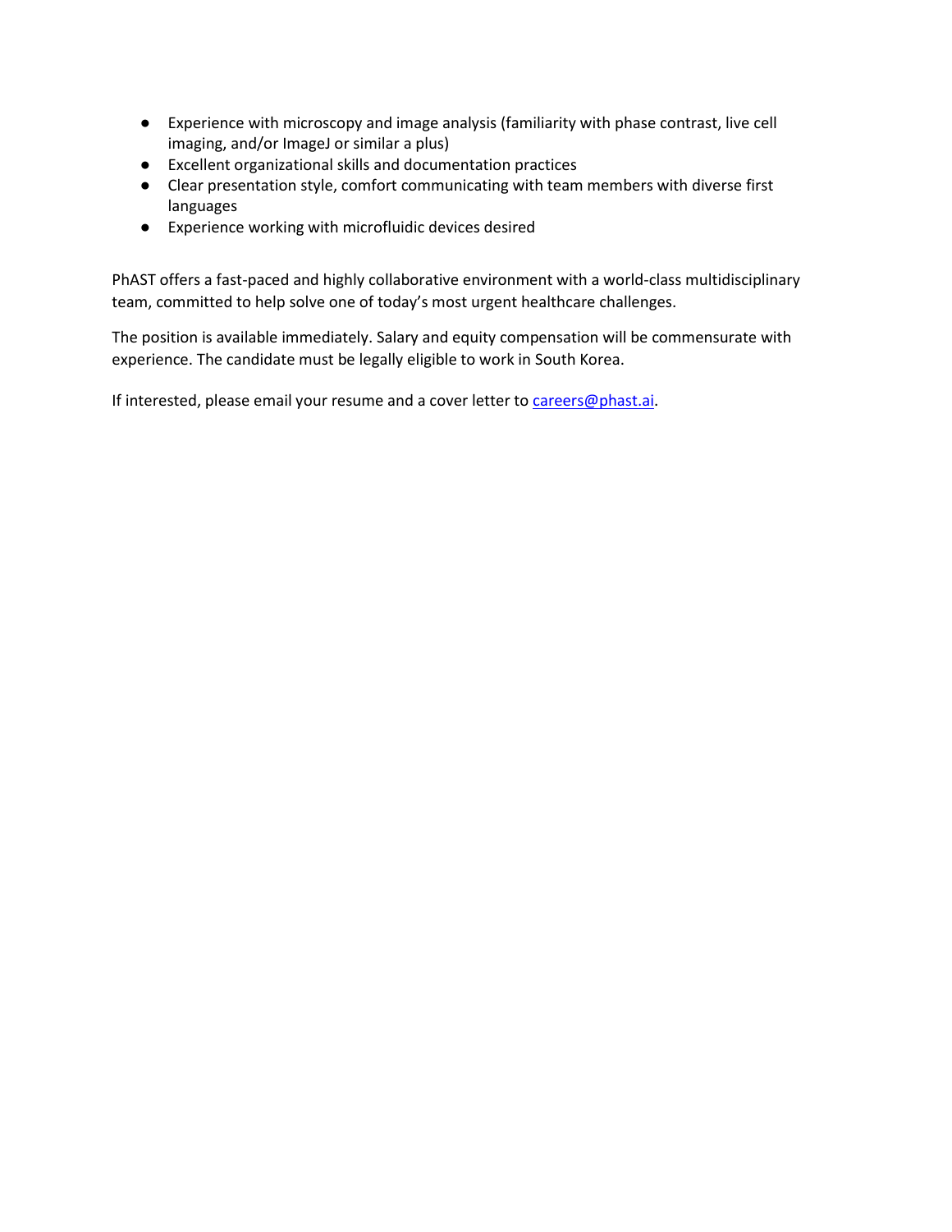- Experience with microscopy and image analysis (familiarity with phase contrast, live cell imaging, and/or ImageJ or similar a plus)
- Excellent organizational skills and documentation practices
- Clear presentation style, comfort communicating with team members with diverse first languages
- Experience working with microfluidic devices desired

PhAST offers a fast-paced and highly collaborative environment with a world-class multidisciplinary team, committed to help solve one of today's most urgent healthcare challenges.

The position is available immediately. Salary and equity compensation will be commensurate with experience. The candidate must be legally eligible to work in South Korea.

If interested, please email your resume and a cover letter to careers@phast.ai.